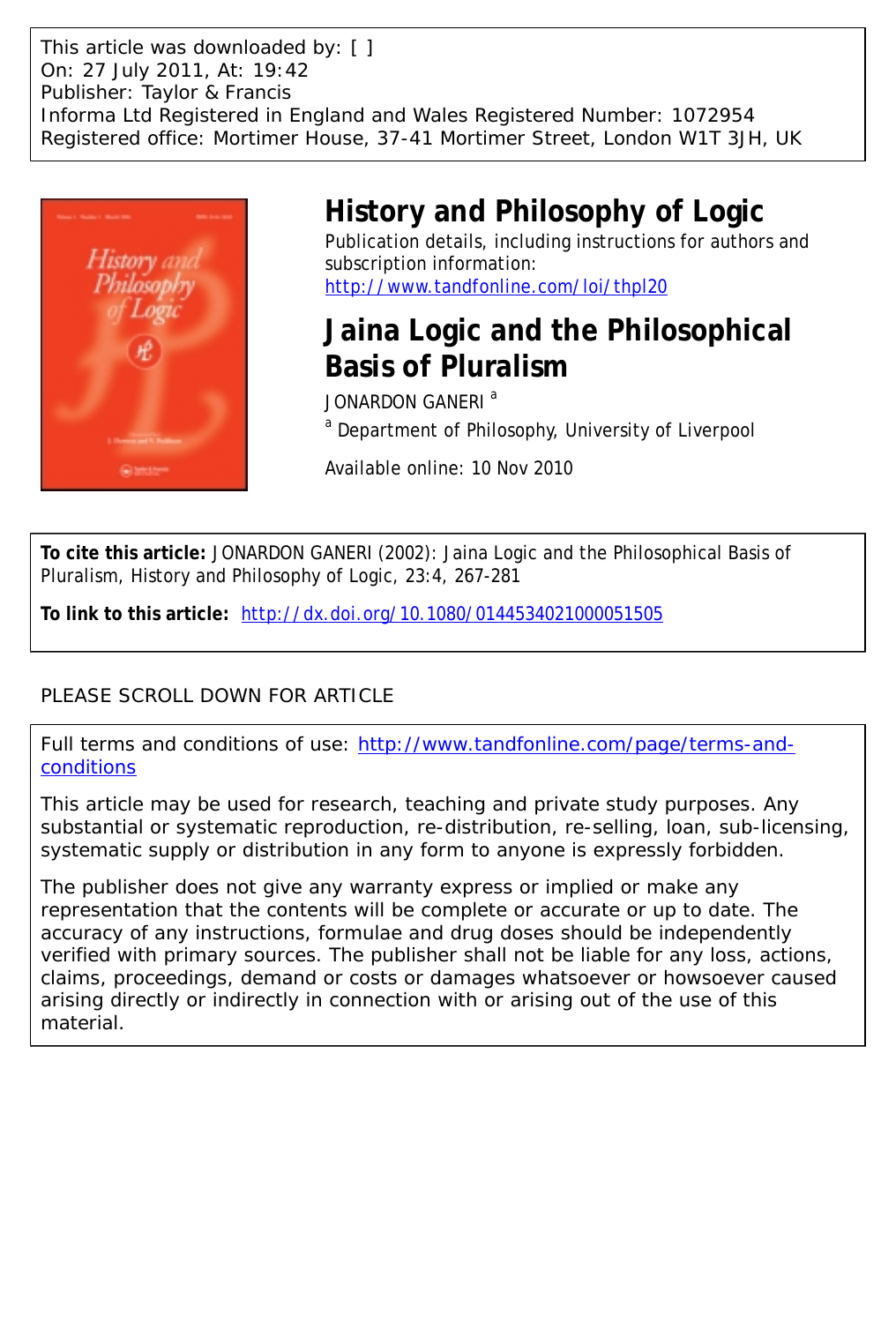This article was downloaded by: [ ]
On: 27 July 2011, At: 19:42
Publisher: Taylor & Francis
Informa Ltd Registered in England and Wales Registered Number: 1072954
Registered office: Mortimer House, 37-41 Mortimer Street, London W1T 3JH, UK

# History and Philosophy of Logic

Publication details, including instructions for authors and subscription information:
http://www.tandfonline.com/loi/thpl20

# Jaina Logic and the Philosophical Basis of Pluralism

JONARDON GANERI [a]

[a] Department of Philosophy, University of Liverpool

Available online: 10 Nov 2010

**To cite this article:** JONARDON GANERI (2002): Jaina Logic and the Philosophical Basis of Pluralism, History and Philosophy of Logic, 23:4, 267-281

**To link to this article:** http://dx.doi.org/10.1080/0144534021000051505

PLEASE SCROLL DOWN FOR ARTICLE

Full terms and conditions of use: http://www.tandfonline.com/page/terms-and-conditions

This article may be used for research, teaching and private study purposes. Any substantial or systematic reproduction, re-distribution, re-selling, loan, sub-licensing, systematic supply or distribution in any form to anyone is expressly forbidden.

The publisher does not give any warranty express or implied or make any representation that the contents will be complete or accurate or up to date. The accuracy of any instructions, formulae and drug doses should be independently verified with primary sources. The publisher shall not be liable for any loss, actions, claims, proceedings, demand or costs or damages whatsoever or howsoever caused arising directly or indirectly in connection with or arising out of the use of this material.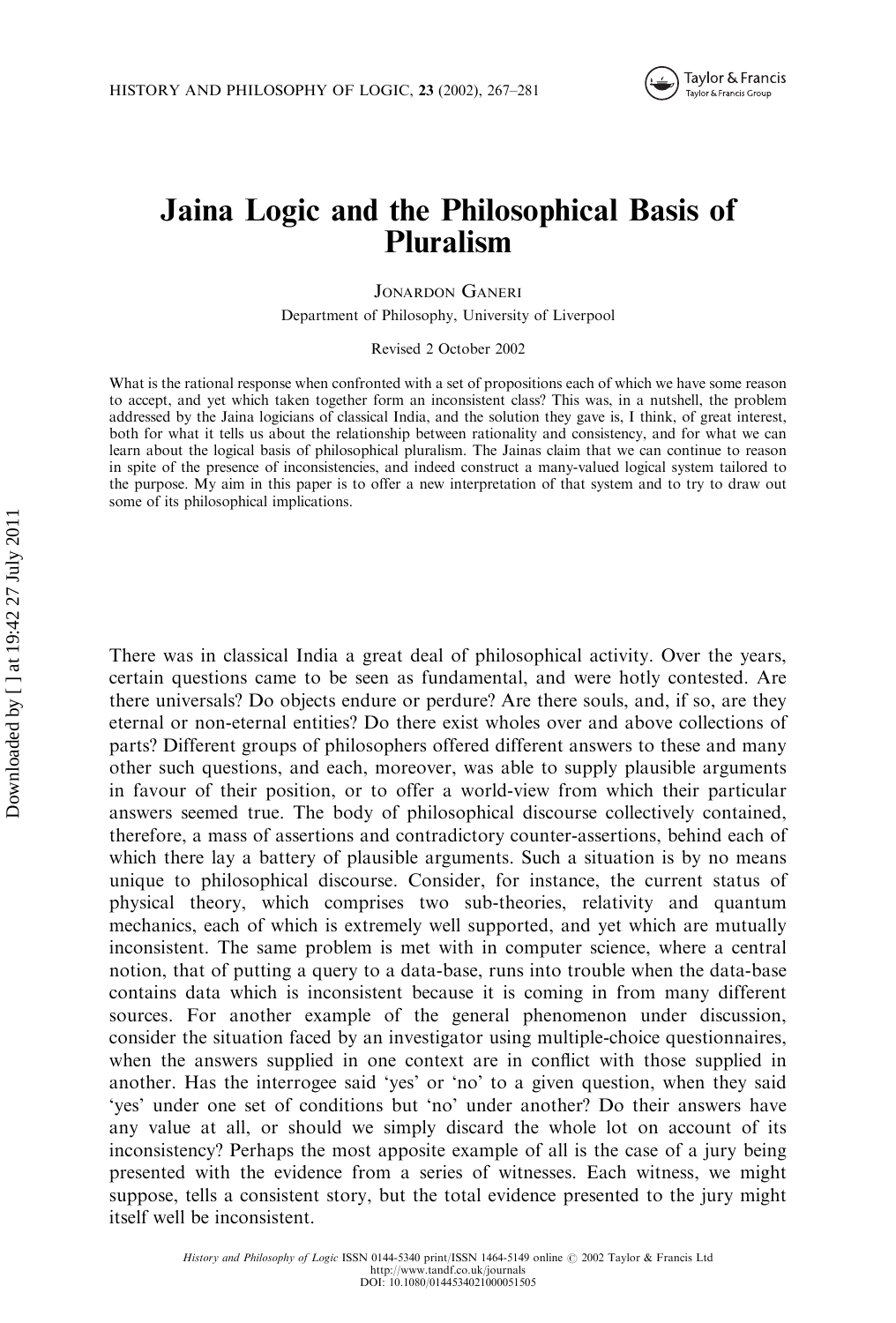# Jaina Logic and the Philosophical Basis of Pluralism

Jonardon Ganeri

Department of Philosophy, University of Liverpool

Revised 2 October 2002

What is the rational response when confronted with a set of propositions each of which we have some reason to accept, and yet which taken together form an inconsistent class? This was, in a nutshell, the problem addressed by the Jaina logicians of classical India, and the solution they gave is, I think, of great interest, both for what it tells us about the relationship between rationality and consistency, and for what we can learn about the logical basis of philosophical pluralism. The Jainas claim that we can continue to reason in spite of the presence of inconsistencies, and indeed construct a many-valued logical system tailored to the purpose. My aim in this paper is to offer a new interpretation of that system and to try to draw out some of its philosophical implications.

There was in classical India a great deal of philosophical activity. Over the years, certain questions came to be seen as fundamental, and were hotly contested. Are there universals? Do objects endure or perdure? Are there souls, and, if so, are they eternal or non-eternal entities? Do there exist wholes over and above collections of parts? Different groups of philosophers offered different answers to these and many other such questions, and each, moreover, was able to supply plausible arguments in favour of their position, or to offer a world-view from which their particular answers seemed true. The body of philosophical discourse collectively contained, therefore, a mass of assertions and contradictory counter-assertions, behind each of which there lay a battery of plausible arguments. Such a situation is by no means unique to philosophical discourse. Consider, for instance, the current status of physical theory, which comprises two sub-theories, relativity and quantum mechanics, each of which is extremely well supported, and yet which are mutually inconsistent. The same problem is met with in computer science, where a central notion, that of putting a query to a data-base, runs into trouble when the data-base contains data which is inconsistent because it is coming in from many different sources. For another example of the general phenomenon under discussion, consider the situation faced by an investigator using multiple-choice questionnaires, when the answers supplied in one context are in conflict with those supplied in another. Has the interrogee said 'yes' or 'no' to a given question, when they said 'yes' under one set of conditions but 'no' under another? Do their answers have any value at all, or should we simply discard the whole lot on account of its inconsistency? Perhaps the most apposite example of all is the case of a jury being presented with the evidence from a series of witnesses. Each witness, we might suppose, tells a consistent story, but the total evidence presented to the jury might itself well be inconsistent.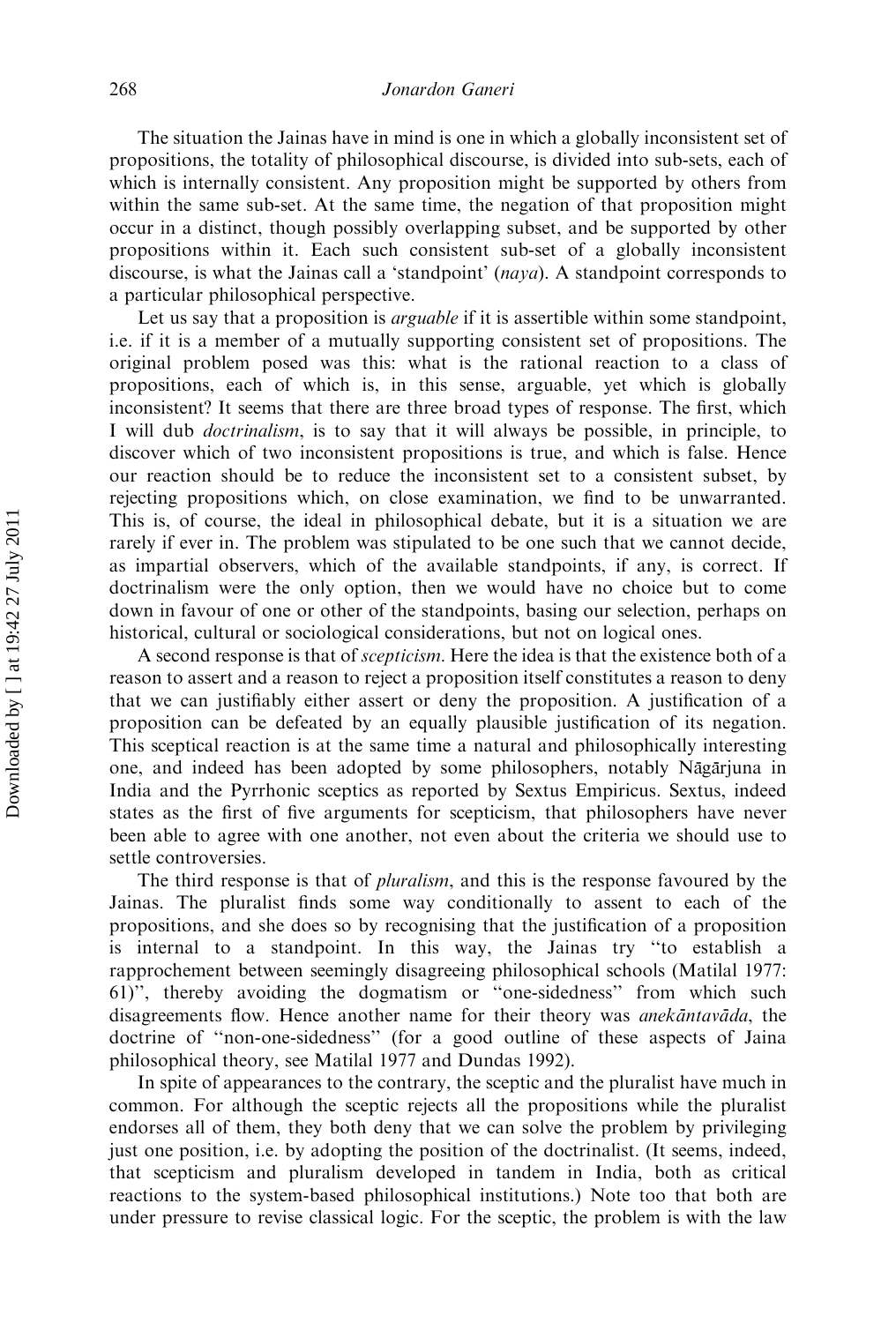The situation the Jainas have in mind is one in which a globally inconsistent set of propositions, the totality of philosophical discourse, is divided into sub-sets, each of which is internally consistent. Any proposition might be supported by others from within the same sub-set. At the same time, the negation of that proposition might occur in a distinct, though possibly overlapping subset, and be supported by other propositions within it. Each such consistent sub-set of a globally inconsistent discourse, is what the Jainas call a 'standpoint' (*naya*). A standpoint corresponds to a particular philosophical perspective.

Let us say that a proposition is *arguable* if it is assertible within some standpoint, i.e. if it is a member of a mutually supporting consistent set of propositions. The original problem posed was this: what is the rational reaction to a class of propositions, each of which is, in this sense, arguable, yet which is globally inconsistent? It seems that there are three broad types of response. The first, which I will dub *doctrinalism*, is to say that it will always be possible, in principle, to discover which of two inconsistent propositions is true, and which is false. Hence our reaction should be to reduce the inconsistent set to a consistent subset, by rejecting propositions which, on close examination, we find to be unwarranted. This is, of course, the ideal in philosophical debate, but it is a situation we are rarely if ever in. The problem was stipulated to be one such that we cannot decide, as impartial observers, which of the available standpoints, if any, is correct. If doctrinalism were the only option, then we would have no choice but to come down in favour of one or other of the standpoints, basing our selection, perhaps on historical, cultural or sociological considerations, but not on logical ones.

A second response is that of *scepticism*. Here the idea is that the existence both of a reason to assert and a reason to reject a proposition itself constitutes a reason to deny that we can justifiably either assert or deny the proposition. A justification of a proposition can be defeated by an equally plausible justification of its negation. This sceptical reaction is at the same time a natural and philosophically interesting one, and indeed has been adopted by some philosophers, notably Nāgārjuna in India and the Pyrrhonic sceptics as reported by Sextus Empiricus. Sextus, indeed states as the first of five arguments for scepticism, that philosophers have never been able to agree with one another, not even about the criteria we should use to settle controversies.

The third response is that of *pluralism*, and this is the response favoured by the Jainas. The pluralist finds some way conditionally to assent to each of the propositions, and she does so by recognising that the justification of a proposition is internal to a standpoint. In this way, the Jainas try "to establish a rapprochement between seemingly disagreeing philosophical schools (Matilal 1977: 61)", thereby avoiding the dogmatism or "one-sidedness" from which such disagreements flow. Hence another name for their theory was *anekāntavāda*, the doctrine of "non-one-sidedness" (for a good outline of these aspects of Jaina philosophical theory, see Matilal 1977 and Dundas 1992).

In spite of appearances to the contrary, the sceptic and the pluralist have much in common. For although the sceptic rejects all the propositions while the pluralist endorses all of them, they both deny that we can solve the problem by privileging just one position, i.e. by adopting the position of the doctrinalist. (It seems, indeed, that scepticism and pluralism developed in tandem in India, both as critical reactions to the system-based philosophical institutions.) Note too that both are under pressure to revise classical logic. For the sceptic, the problem is with the law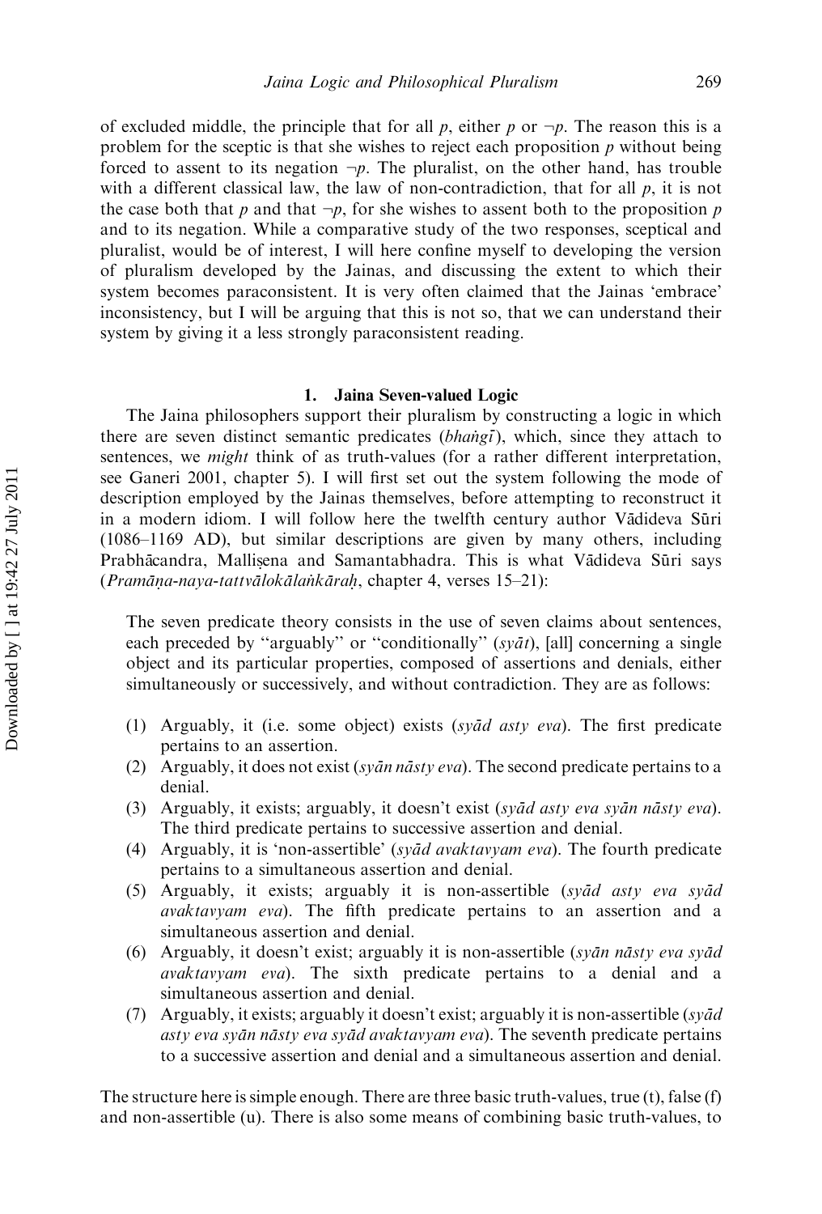of excluded middle, the principle that for all $p$, either $p$ or $\neg p$. The reason this is a problem for the sceptic is that she wishes to reject each proposition $p$ without being forced to assent to its negation $\neg p$. The pluralist, on the other hand, has trouble with a different classical law, the law of non-contradiction, that for all $p$, it is not the case both that $p$ and that $\neg p$, for she wishes to assent both to the proposition $p$ and to its negation. While a comparative study of the two responses, sceptical and pluralist, would be of interest, I will here confine myself to developing the version of pluralism developed by the Jainas, and discussing the extent to which their system becomes paraconsistent. It is very often claimed that the Jainas 'embrace' inconsistency, but I will be arguing that this is not so, that we can understand their system by giving it a less strongly paraconsistent reading.

## 1. Jaina Seven-valued Logic

The Jaina philosophers support their pluralism by constructing a logic in which there are seven distinct semantic predicates (*bhaṅgī*), which, since they attach to sentences, we *might* think of as truth-values (for a rather different interpretation, see Ganeri 2001, chapter 5). I will first set out the system following the mode of description employed by the Jainas themselves, before attempting to reconstruct it in a modern idiom. I will follow here the twelfth century author Vādideva Sūri (1086–1169 AD), but similar descriptions are given by many others, including Prabhācandra, Malliṣena and Samantabhadra. This is what Vādideva Sūri says (*Pramāṇa-naya-tattvālokālaṅkāraḥ*, chapter 4, verses 15–21):

> The seven predicate theory consists in the use of seven claims about sentences, each preceded by "arguably" or "conditionally" (*syāt*), [all] concerning a single object and its particular properties, composed of assertions and denials, either simultaneously or successively, and without contradiction. They are as follows:
>
> (1) Arguably, it (i.e. some object) exists (*syād asty eva*). The first predicate pertains to an assertion.
> (2) Arguably, it does not exist (*syān nāsty eva*). The second predicate pertains to a denial.
> (3) Arguably, it exists; arguably, it doesn't exist (*syād asty eva syān nāsty eva*). The third predicate pertains to successive assertion and denial.
> (4) Arguably, it is 'non-assertible' (*syād avaktavyam eva*). The fourth predicate pertains to a simultaneous assertion and denial.
> (5) Arguably, it exists; arguably it is non-assertible (*syād asty eva syād avaktavyam eva*). The fifth predicate pertains to an assertion and a simultaneous assertion and denial.
> (6) Arguably, it doesn't exist; arguably it is non-assertible (*syān nāsty eva syād avaktavyam eva*). The sixth predicate pertains to a denial and a simultaneous assertion and denial.
> (7) Arguably, it exists; arguably it doesn't exist; arguably it is non-assertible (*syād asty eva syān nāsty eva syād avaktavyam eva*). The seventh predicate pertains to a successive assertion and denial and a simultaneous assertion and denial.

The structure here is simple enough. There are three basic truth-values, true (t), false (f) and non-assertible (u). There is also some means of combining basic truth-values, to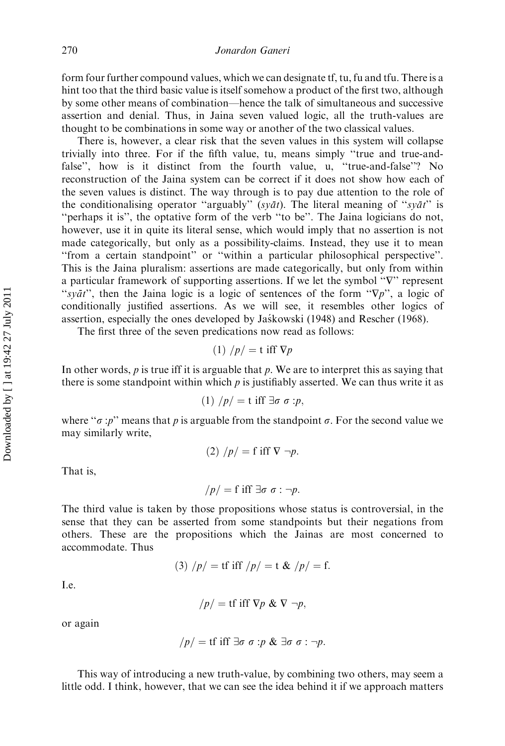form four further compound values, which we can designate tf, tu, fu and tfu. There is a hint too that the third basic value is itself somehow a product of the first two, although by some other means of combination—hence the talk of simultaneous and successive assertion and denial. Thus, in Jaina seven valued logic, all the truth-values are thought to be combinations in some way or another of the two classical values.

There is, however, a clear risk that the seven values in this system will collapse trivially into three. For if the fifth value, tu, means simply "true and true-and-false", how is it distinct from the fourth value, u, "true-and-false"? No reconstruction of the Jaina system can be correct if it does not show how each of the seven values is distinct. The way through is to pay due attention to the role of the conditionalising operator "arguably" (*syāt*). The literal meaning of "*syāt*" is "perhaps it is", the optative form of the verb "to be". The Jaina logicians do not, however, use it in quite its literal sense, which would imply that no assertion is not made categorically, but only as a possibility-claims. Instead, they use it to mean "from a certain standpoint" or "within a particular philosophical perspective". This is the Jaina pluralism: assertions are made categorically, but only from within a particular framework of supporting assertions. If we let the symbol "$\nabla$" represent "*syāt*", then the Jaina logic is a logic of sentences of the form "$\nabla p$", a logic of conditionally justified assertions. As we will see, it resembles other logics of assertion, especially the ones developed by Jaśkowski (1948) and Rescher (1968).

The first three of the seven predications now read as follows:

$$(1)\ /p/ = \text{t iff } \nabla p$$

In other words, $p$ is true iff it is arguable that $p$. We are to interpret this as saying that there is some standpoint within which $p$ is justifiably asserted. We can thus write it as

$$(1)\ /p/ = \text{t iff } \exists\sigma\ \sigma : p,$$

where "$\sigma : p$" means that $p$ is arguable from the standpoint $\sigma$. For the second value we may similarly write,

$$(2)\ /p/ = \text{f iff } \nabla\ \neg p.$$

That is,

$$/p/ = \text{f iff } \exists\sigma\ \sigma : \neg p.$$

The third value is taken by those propositions whose status is controversial, in the sense that they can be asserted from some standpoints but their negations from others. These are the propositions which the Jainas are most concerned to accommodate. Thus

$$(3)\ /p/ = \text{tf iff } /p/ = \text{t}\ \&\ /p/ = \text{f}.$$

I.e.

$$/p/ = \text{tf iff } \nabla p\ \&\ \nabla\ \neg p,$$

or again

$$/p/ = \text{tf iff } \exists\sigma\ \sigma : p\ \&\ \exists\sigma\ \sigma : \neg p.$$

This way of introducing a new truth-value, by combining two others, may seem a little odd. I think, however, that we can see the idea behind it if we approach matters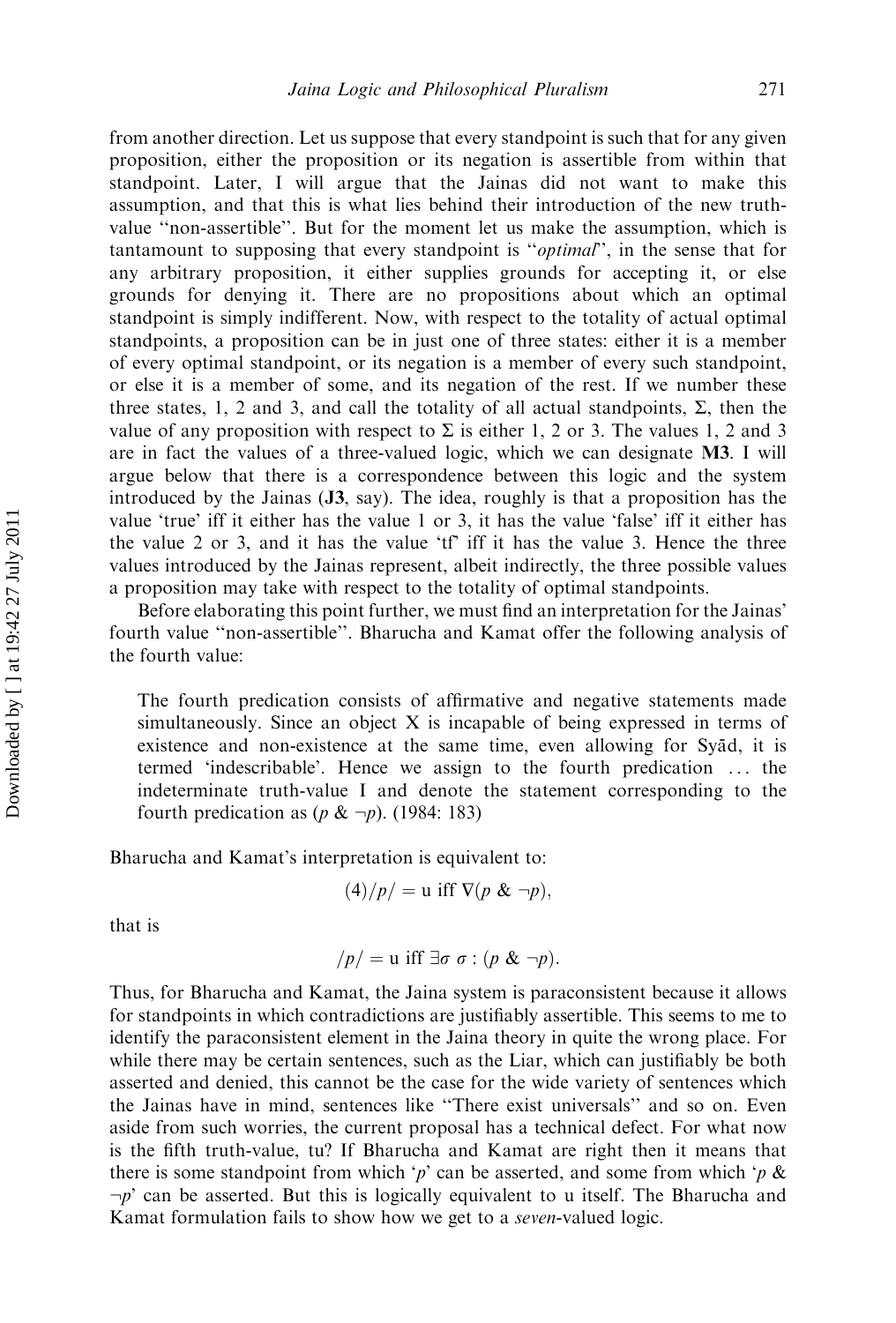from another direction. Let us suppose that every standpoint is such that for any given proposition, either the proposition or its negation is assertible from within that standpoint. Later, I will argue that the Jainas did not want to make this assumption, and that this is what lies behind their introduction of the new truth-value ''non-assertible''. But for the moment let us make the assumption, which is tantamount to supposing that every standpoint is ''*optimal*'', in the sense that for any arbitrary proposition, it either supplies grounds for accepting it, or else grounds for denying it. There are no propositions about which an optimal standpoint is simply indifferent. Now, with respect to the totality of actual optimal standpoints, a proposition can be in just one of three states: either it is a member of every optimal standpoint, or its negation is a member of every such standpoint, or else it is a member of some, and its negation of the rest. If we number these three states, 1, 2 and 3, and call the totality of all actual standpoints, $\Sigma$, then the value of any proposition with respect to $\Sigma$ is either 1, 2 or 3. The values 1, 2 and 3 are in fact the values of a three-valued logic, which we can designate **M3**. I will argue below that there is a correspondence between this logic and the system introduced by the Jainas (**J3**, say). The idea, roughly is that a proposition has the value 'true' iff it either has the value 1 or 3, it has the value 'false' iff it either has the value 2 or 3, and it has the value 'tf' iff it has the value 3. Hence the three values introduced by the Jainas represent, albeit indirectly, the three possible values a proposition may take with respect to the totality of optimal standpoints.

Before elaborating this point further, we must find an interpretation for the Jainas' fourth value ''non-assertible''. Bharucha and Kamat offer the following analysis of the fourth value:

> The fourth predication consists of affirmative and negative statements made simultaneously. Since an object X is incapable of being expressed in terms of existence and non-existence at the same time, even allowing for Syād, it is termed 'indescribable'. Hence we assign to the fourth predication ... the indeterminate truth-value I and denote the statement corresponding to the fourth predication as ($p$ & $\neg p$). (1984: 183)

Bharucha and Kamat's interpretation is equivalent to:

$$(4)/p/ = \text{u iff } \nabla(p \;\&\; \neg p),$$

that is

$$/p/ = \text{u iff } \exists\sigma\ \sigma : (p \;\&\; \neg p).$$

Thus, for Bharucha and Kamat, the Jaina system is paraconsistent because it allows for standpoints in which contradictions are justifiably assertible. This seems to me to identify the paraconsistent element in the Jaina theory in quite the wrong place. For while there may be certain sentences, such as the Liar, which can justifiably be both asserted and denied, this cannot be the case for the wide variety of sentences which the Jainas have in mind, sentences like ''There exist universals'' and so on. Even aside from such worries, the current proposal has a technical defect. For what now is the fifth truth-value, tu? If Bharucha and Kamat are right then it means that there is some standpoint from which '$p$' can be asserted, and some from which '$p$ & $\neg p$' can be asserted. But this is logically equivalent to u itself. The Bharucha and Kamat formulation fails to show how we get to a *seven*-valued logic.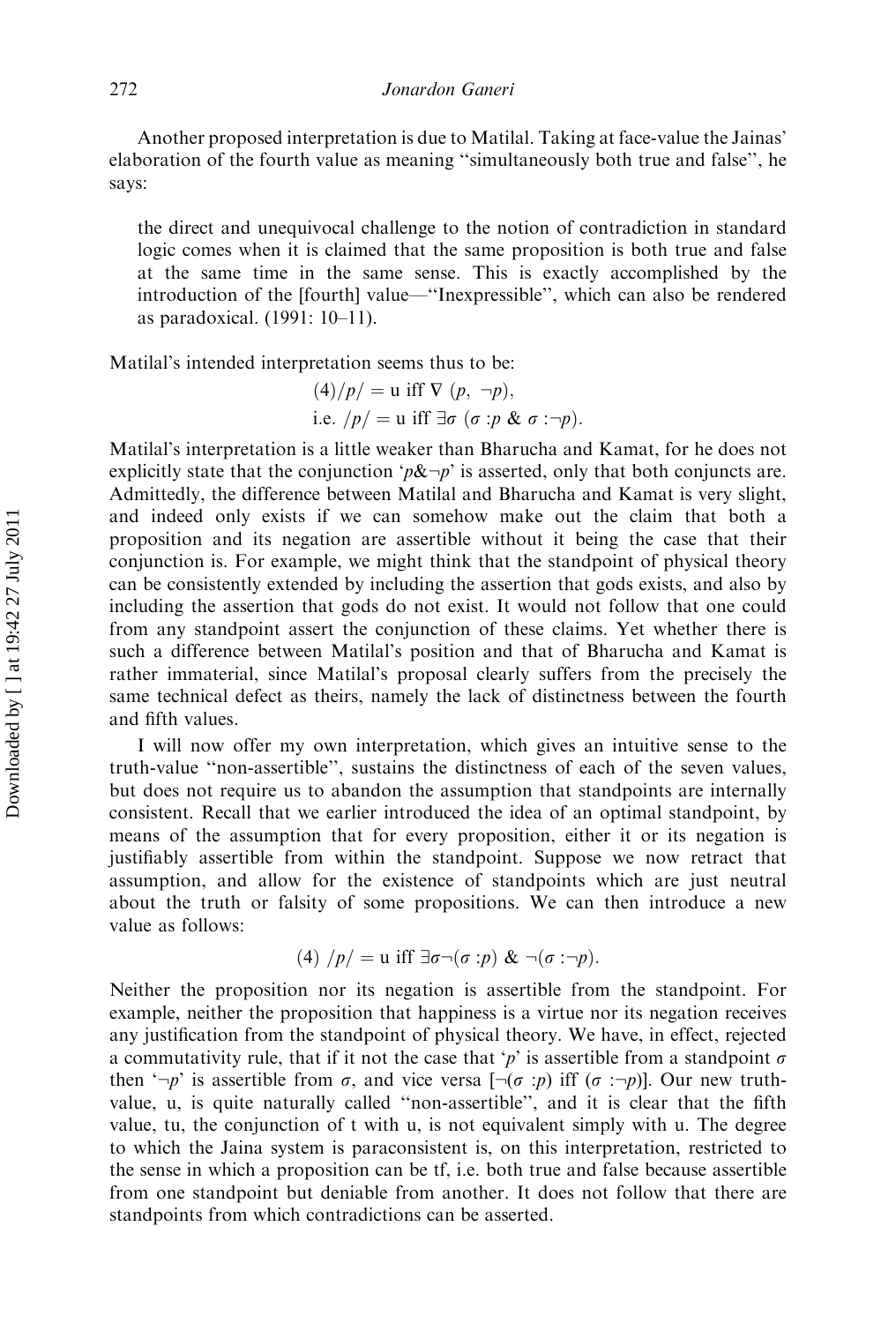Another proposed interpretation is due to Matilal. Taking at face-value the Jainas' elaboration of the fourth value as meaning "simultaneously both true and false", he says:

> the direct and unequivocal challenge to the notion of contradiction in standard logic comes when it is claimed that the same proposition is both true and false at the same time in the same sense. This is exactly accomplished by the introduction of the [fourth] value—"Inexpressible", which can also be rendered as paradoxical. (1991: 10–11).

Matilal's intended interpretation seems thus to be:

$$(4)/p/ = \text{u iff } \nabla\ (p,\ \neg p),$$
$$\text{i.e. } /p/ = \text{u iff } \exists\sigma\ (\sigma : p\ \&\ \sigma : \neg p).$$

Matilal's interpretation is a little weaker than Bharucha and Kamat, for he does not explicitly state that the conjunction '$p\&\neg p$' is asserted, only that both conjuncts are. Admittedly, the difference between Matilal and Bharucha and Kamat is very slight, and indeed only exists if we can somehow make out the claim that both a proposition and its negation are assertible without it being the case that their conjunction is. For example, we might think that the standpoint of physical theory can be consistently extended by including the assertion that gods exists, and also by including the assertion that gods do not exist. It would not follow that one could from any standpoint assert the conjunction of these claims. Yet whether there is such a difference between Matilal's position and that of Bharucha and Kamat is rather immaterial, since Matilal's proposal clearly suffers from the precisely the same technical defect as theirs, namely the lack of distinctness between the fourth and fifth values.

I will now offer my own interpretation, which gives an intuitive sense to the truth-value "non-assertible", sustains the distinctness of each of the seven values, but does not require us to abandon the assumption that standpoints are internally consistent. Recall that we earlier introduced the idea of an optimal standpoint, by means of the assumption that for every proposition, either it or its negation is justifiably assertible from within the standpoint. Suppose we now retract that assumption, and allow for the existence of standpoints which are just neutral about the truth or falsity of some propositions. We can then introduce a new value as follows:

$$(4)\ /p/ = \text{u iff } \exists\sigma\neg(\sigma : p)\ \&\ \neg(\sigma : \neg p).$$

Neither the proposition nor its negation is assertible from the standpoint. For example, neither the proposition that happiness is a virtue nor its negation receives any justification from the standpoint of physical theory. We have, in effect, rejected a commutativity rule, that if it not the case that '$p$' is assertible from a standpoint $\sigma$ then '$\neg p$' is assertible from $\sigma$, and vice versa [$\neg(\sigma : p)$ iff $(\sigma : \neg p)$]. Our new truth-value, u, is quite naturally called "non-assertible", and it is clear that the fifth value, tu, the conjunction of t with u, is not equivalent simply with u. The degree to which the Jaina system is paraconsistent is, on this interpretation, restricted to the sense in which a proposition can be tf, i.e. both true and false because assertible from one standpoint but deniable from another. It does not follow that there are standpoints from which contradictions can be asserted.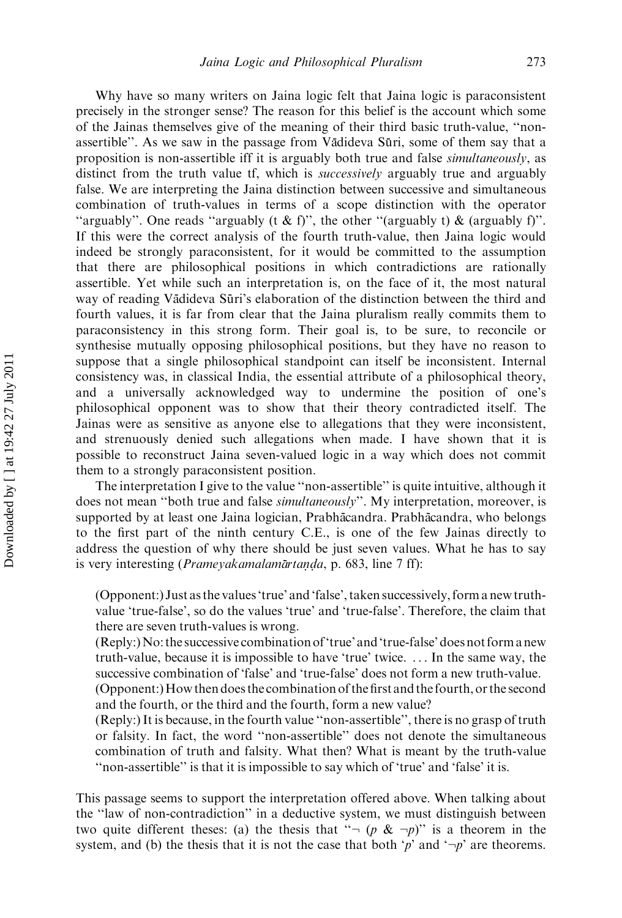Why have so many writers on Jaina logic felt that Jaina logic is paraconsistent precisely in the stronger sense? The reason for this belief is the account which some of the Jainas themselves give of the meaning of their third basic truth-value, ''non-assertible''. As we saw in the passage from Vādideva Sūri, some of them say that a proposition is non-assertible iff it is arguably both true and false *simultaneously*, as distinct from the truth value tf, which is *successively* arguably true and arguably false. We are interpreting the Jaina distinction between successive and simultaneous combination of truth-values in terms of a scope distinction with the operator ''arguably''. One reads ''arguably (t & f)'', the other ''(arguably t) & (arguably f)''. If this were the correct analysis of the fourth truth-value, then Jaina logic would indeed be strongly paraconsistent, for it would be committed to the assumption that there are philosophical positions in which contradictions are rationally assertible. Yet while such an interpretation is, on the face of it, the most natural way of reading Vādideva Sūri's elaboration of the distinction between the third and fourth values, it is far from clear that the Jaina pluralism really commits them to paraconsistency in this strong form. Their goal is, to be sure, to reconcile or synthesise mutually opposing philosophical positions, but they have no reason to suppose that a single philosophical standpoint can itself be inconsistent. Internal consistency was, in classical India, the essential attribute of a philosophical theory, and a universally acknowledged way to undermine the position of one's philosophical opponent was to show that their theory contradicted itself. The Jainas were as sensitive as anyone else to allegations that they were inconsistent, and strenuously denied such allegations when made. I have shown that it is possible to reconstruct Jaina seven-valued logic in a way which does not commit them to a strongly paraconsistent position.

The interpretation I give to the value ''non-assertible'' is quite intuitive, although it does not mean ''both true and false *simultaneously*''. My interpretation, moreover, is supported by at least one Jaina logician, Prabhācandra. Prabhācandra, who belongs to the first part of the ninth century C.E., is one of the few Jainas directly to address the question of why there should be just seven values. What he has to say is very interesting (*Prameyakamalamārtaṇḍa*, p. 683, line 7 ff):

> (Opponent:) Just as the values 'true' and 'false', taken successively, form a new truth-value 'true-false', so do the values 'true' and 'true-false'. Therefore, the claim that there are seven truth-values is wrong.
>
> (Reply:) No: the successive combination of 'true' and 'true-false' does not form a new truth-value, because it is impossible to have 'true' twice. ... In the same way, the successive combination of 'false' and 'true-false' does not form a new truth-value.
>
> (Opponent:) How then does the combination of the first and the fourth, or the second and the fourth, or the third and the fourth, form a new value?
>
> (Reply:) It is because, in the fourth value ''non-assertible'', there is no grasp of truth or falsity. In fact, the word ''non-assertible'' does not denote the simultaneous combination of truth and falsity. What then? What is meant by the truth-value ''non-assertible'' is that it is impossible to say which of 'true' and 'false' it is.

This passage seems to support the interpretation offered above. When talking about the ''law of non-contradiction'' in a deductive system, we must distinguish between two quite different theses: (a) the thesis that ''$\neg (p \,\&\, \neg p)$'' is a theorem in the system, and (b) the thesis that it is not the case that both '$p$' and '$\neg p$' are theorems.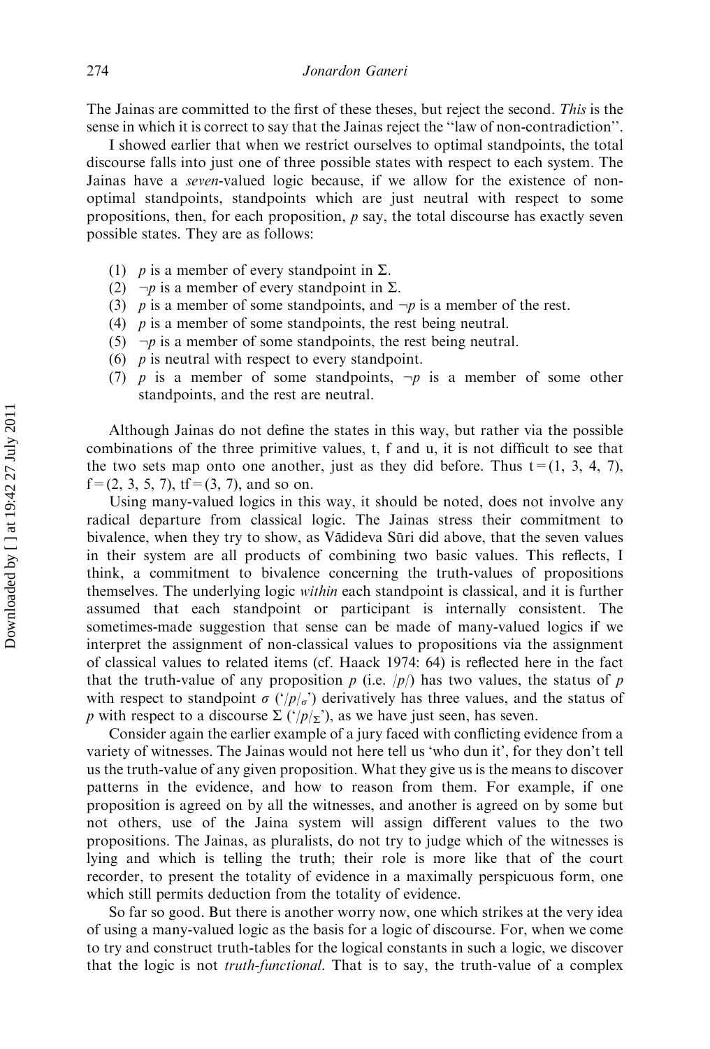The Jainas are committed to the first of these theses, but reject the second. *This* is the sense in which it is correct to say that the Jainas reject the "law of non-contradiction".

I showed earlier that when we restrict ourselves to optimal standpoints, the total discourse falls into just one of three possible states with respect to each system. The Jainas have a *seven*-valued logic because, if we allow for the existence of non-optimal standpoints, standpoints which are just neutral with respect to some propositions, then, for each proposition, *p* say, the total discourse has exactly seven possible states. They are as follows:

(1) *p* is a member of every standpoint in $\Sigma$.
(2) $\neg p$ is a member of every standpoint in $\Sigma$.
(3) *p* is a member of some standpoints, and $\neg p$ is a member of the rest.
(4) *p* is a member of some standpoints, the rest being neutral.
(5) $\neg p$ is a member of some standpoints, the rest being neutral.
(6) *p* is neutral with respect to every standpoint.
(7) *p* is a member of some standpoints, $\neg p$ is a member of some other standpoints, and the rest are neutral.

Although Jainas do not define the states in this way, but rather via the possible combinations of the three primitive values, t, f and u, it is not difficult to see that the two sets map onto one another, just as they did before. Thus t = (1, 3, 4, 7), f = (2, 3, 5, 7), tf = (3, 7), and so on.

Using many-valued logics in this way, it should be noted, does not involve any radical departure from classical logic. The Jainas stress their commitment to bivalence, when they try to show, as Vādideva Sūri did above, that the seven values in their system are all products of combining two basic values. This reflects, I think, a commitment to bivalence concerning the truth-values of propositions themselves. The underlying logic *within* each standpoint is classical, and it is further assumed that each standpoint or participant is internally consistent. The sometimes-made suggestion that sense can be made of many-valued logics if we interpret the assignment of non-classical values to propositions via the assignment of classical values to related items (cf. Haack 1974: 64) is reflected here in the fact that the truth-value of any proposition *p* (i.e. $/p/$) has two values, the status of *p* with respect to standpoint $\sigma$ ('$/p/_{\sigma}$') derivatively has three values, and the status of *p* with respect to a discourse $\Sigma$ ('$/p/_{\Sigma}$'), as we have just seen, has seven.

Consider again the earlier example of a jury faced with conflicting evidence from a variety of witnesses. The Jainas would not here tell us 'who dun it', for they don't tell us the truth-value of any given proposition. What they give us is the means to discover patterns in the evidence, and how to reason from them. For example, if one proposition is agreed on by all the witnesses, and another is agreed on by some but not others, use of the Jaina system will assign different values to the two propositions. The Jainas, as pluralists, do not try to judge which of the witnesses is lying and which is telling the truth; their role is more like that of the court recorder, to present the totality of evidence in a maximally perspicuous form, one which still permits deduction from the totality of evidence.

So far so good. But there is another worry now, one which strikes at the very idea of using a many-valued logic as the basis for a logic of discourse. For, when we come to try and construct truth-tables for the logical constants in such a logic, we discover that the logic is not *truth-functional*. That is to say, the truth-value of a complex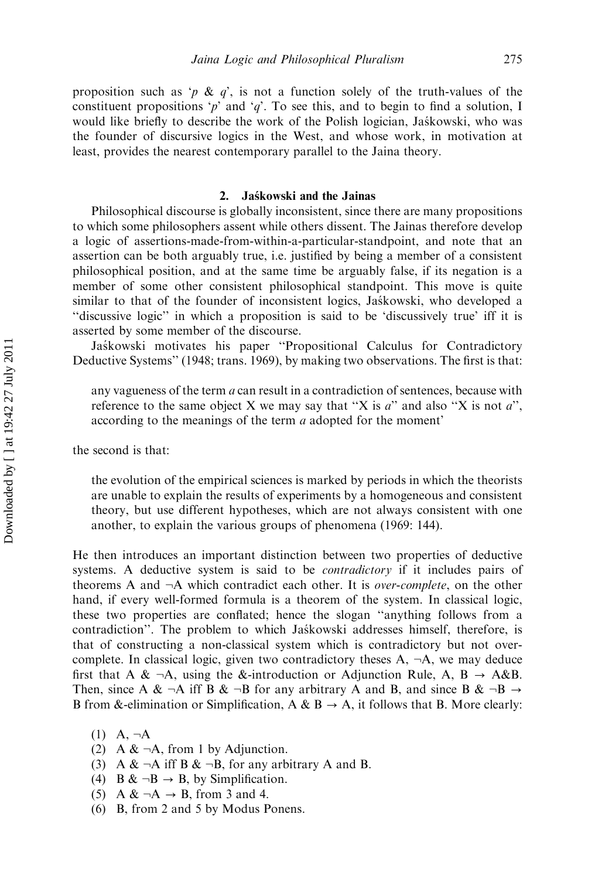proposition such as '$p$ & $q$', is not a function solely of the truth-values of the constituent propositions '$p$' and '$q$'. To see this, and to begin to find a solution, I would like briefly to describe the work of the Polish logician, Jaśkowski, who was the founder of discursive logics in the West, and whose work, in motivation at least, provides the nearest contemporary parallel to the Jaina theory.

## 2. Jaśkowski and the Jainas

Philosophical discourse is globally inconsistent, since there are many propositions to which some philosophers assent while others dissent. The Jainas therefore develop a logic of assertions-made-from-within-a-particular-standpoint, and note that an assertion can be both arguably true, i.e. justified by being a member of a consistent philosophical position, and at the same time be arguably false, if its negation is a member of some other consistent philosophical standpoint. This move is quite similar to that of the founder of inconsistent logics, Jaśkowski, who developed a "discussive logic" in which a proposition is said to be 'discussively true' iff it is asserted by some member of the discourse.

Jaśkowski motivates his paper "Propositional Calculus for Contradictory Deductive Systems" (1948; trans. 1969), by making two observations. The first is that:

> any vagueness of the term *a* can result in a contradiction of sentences, because with reference to the same object X we may say that "X is *a*" and also "X is not *a*", according to the meanings of the term *a* adopted for the moment'

the second is that:

> the evolution of the empirical sciences is marked by periods in which the theorists are unable to explain the results of experiments by a homogeneous and consistent theory, but use different hypotheses, which are not always consistent with one another, to explain the various groups of phenomena (1969: 144).

He then introduces an important distinction between two properties of deductive systems. A deductive system is said to be *contradictory* if it includes pairs of theorems A and ¬A which contradict each other. It is *over-complete*, on the other hand, if every well-formed formula is a theorem of the system. In classical logic, these two properties are conflated; hence the slogan "anything follows from a contradiction". The problem to which Jaśkowski addresses himself, therefore, is that of constructing a non-classical system which is contradictory but not over-complete. In classical logic, given two contradictory theses A, ¬A, we may deduce first that A & ¬A, using the &-introduction or Adjunction Rule, A, B → A&B. Then, since A & ¬A iff B & ¬B for any arbitrary A and B, and since B & ¬B → B from &-elimination or Simplification, A & B → A, it follows that B. More clearly:

(1) A, ¬A
(2) A & ¬A, from 1 by Adjunction.
(3) A & ¬A iff B & ¬B, for any arbitrary A and B.
(4) B & ¬B → B, by Simplification.
(5) A & ¬A → B, from 3 and 4.
(6) B, from 2 and 5 by Modus Ponens.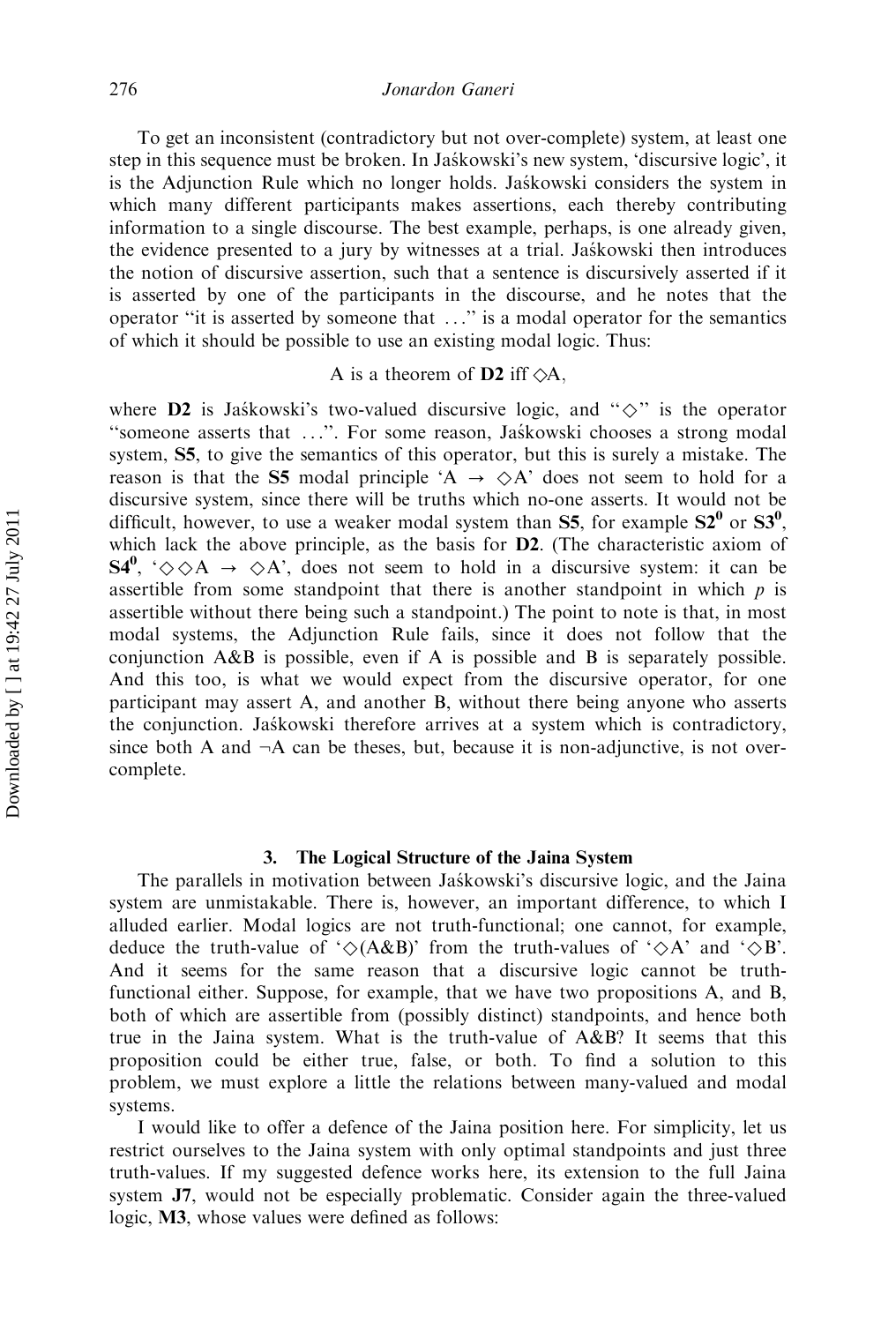To get an inconsistent (contradictory but not over-complete) system, at least one step in this sequence must be broken. In Jaśkowski's new system, 'discursive logic', it is the Adjunction Rule which no longer holds. Jaśkowski considers the system in which many different participants makes assertions, each thereby contributing information to a single discourse. The best example, perhaps, is one already given, the evidence presented to a jury by witnesses at a trial. Jaśkowski then introduces the notion of discursive assertion, such that a sentence is discursively asserted if it is asserted by one of the participants in the discourse, and he notes that the operator "it is asserted by someone that ..." is a modal operator for the semantics of which it should be possible to use an existing modal logic. Thus:

$$\text{A is a theorem of } \mathbf{D2} \text{ iff } \Diamond\text{A},$$

where **D2** is Jaśkowski's two-valued discursive logic, and "$\Diamond$" is the operator "someone asserts that ...". For some reason, Jaśkowski chooses a strong modal system, **S5**, to give the semantics of this operator, but this is surely a mistake. The reason is that the **S5** modal principle '$A \rightarrow \Diamond A$' does not seem to hold for a discursive system, since there will be truths which no-one asserts. It would not be difficult, however, to use a weaker modal system than **S5**, for example $\mathbf{S2^0}$ or $\mathbf{S3^0}$, which lack the above principle, as the basis for **D2**. (The characteristic axiom of $\mathbf{S4^0}$, '$\Diamond\Diamond A \rightarrow \Diamond A$', does not seem to hold in a discursive system: it can be assertible from some standpoint that there is another standpoint in which $p$ is assertible without there being such a standpoint.) The point to note is that, in most modal systems, the Adjunction Rule fails, since it does not follow that the conjunction A&B is possible, even if A is possible and B is separately possible. And this too, is what we would expect from the discursive operator, for one participant may assert A, and another B, without there being anyone who asserts the conjunction. Jaśkowski therefore arrives at a system which is contradictory, since both A and $\neg$A can be theses, but, because it is non-adjunctive, is not over-complete.

## 3. The Logical Structure of the Jaina System

The parallels in motivation between Jaśkowski's discursive logic, and the Jaina system are unmistakable. There is, however, an important difference, to which I alluded earlier. Modal logics are not truth-functional; one cannot, for example, deduce the truth-value of '$\Diamond$(A&B)' from the truth-values of '$\Diamond$A' and '$\Diamond$B'. And it seems for the same reason that a discursive logic cannot be truth-functional either. Suppose, for example, that we have two propositions A, and B, both of which are assertible from (possibly distinct) standpoints, and hence both true in the Jaina system. What is the truth-value of A&B? It seems that this proposition could be either true, false, or both. To find a solution to this problem, we must explore a little the relations between many-valued and modal systems.

I would like to offer a defence of the Jaina position here. For simplicity, let us restrict ourselves to the Jaina system with only optimal standpoints and just three truth-values. If my suggested defence works here, its extension to the full Jaina system **J7**, would not be especially problematic. Consider again the three-valued logic, **M3**, whose values were defined as follows: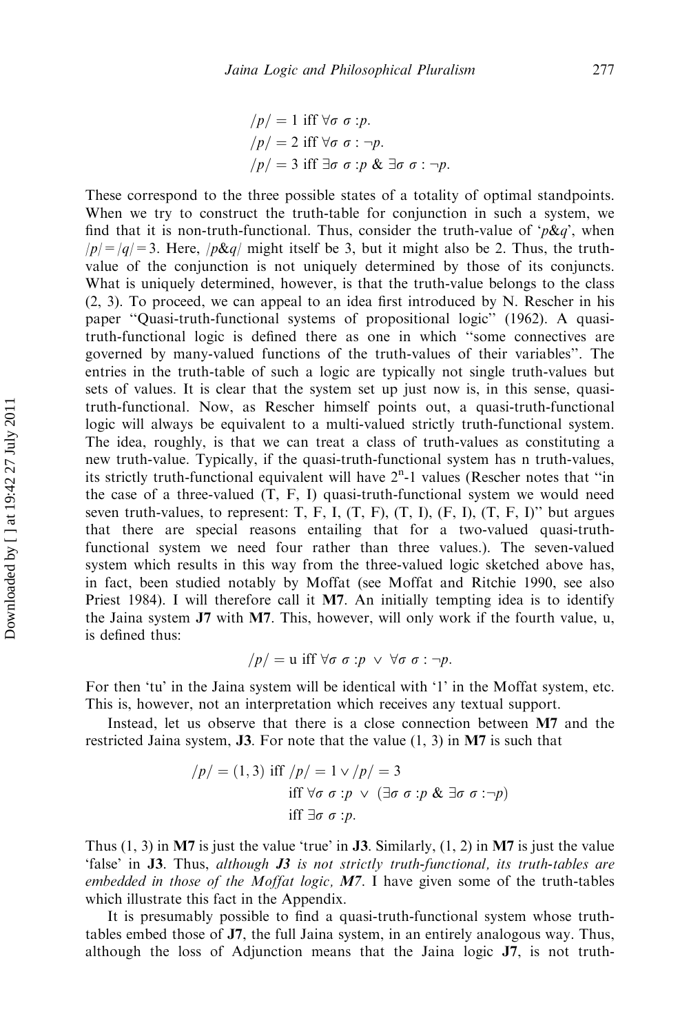$$/p/ = 1 \text{ iff } \forall\sigma\ \sigma : p.$$
$$/p/ = 2 \text{ iff } \forall\sigma\ \sigma : \neg p.$$
$$/p/ = 3 \text{ iff } \exists\sigma\ \sigma : p\ \&\ \exists\sigma\ \sigma : \neg p.$$

These correspond to the three possible states of a totality of optimal standpoints. When we try to construct the truth-table for conjunction in such a system, we find that it is non-truth-functional. Thus, consider the truth-value of '$p\&q$', when $/p/ = /q/ = 3$. Here, $/p\&q/$ might itself be 3, but it might also be 2. Thus, the truth-value of the conjunction is not uniquely determined by those of its conjuncts. What is uniquely determined, however, is that the truth-value belongs to the class (2, 3). To proceed, we can appeal to an idea first introduced by N. Rescher in his paper "Quasi-truth-functional systems of propositional logic" (1962). A quasi-truth-functional logic is defined there as one in which "some connectives are governed by many-valued functions of the truth-values of their variables". The entries in the truth-table of such a logic are typically not single truth-values but sets of values. It is clear that the system set up just now is, in this sense, quasi-truth-functional. Now, as Rescher himself points out, a quasi-truth-functional logic will always be equivalent to a multi-valued strictly truth-functional system. The idea, roughly, is that we can treat a class of truth-values as constituting a new truth-value. Typically, if the quasi-truth-functional system has n truth-values, its strictly truth-functional equivalent will have $2^n$-1 values (Rescher notes that "in the case of a three-valued (T, F, I) quasi-truth-functional system we would need seven truth-values, to represent: T, F, I, (T, F), (T, I), (F, I), (T, F, I)" but argues that there are special reasons entailing that for a two-valued quasi-truth-functional system we need four rather than three values.). The seven-valued system which results in this way from the three-valued logic sketched above has, in fact, been studied notably by Moffat (see Moffat and Ritchie 1990, see also Priest 1984). I will therefore call it **M7**. An initially tempting idea is to identify the Jaina system **J7** with **M7**. This, however, will only work if the fourth value, u, is defined thus:

$$/p/ = \text{u iff } \forall\sigma\ \sigma : p\ \vee\ \forall\sigma\ \sigma : \neg p.$$

For then 'tu' in the Jaina system will be identical with '1' in the Moffat system, etc. This is, however, not an interpretation which receives any textual support.

Instead, let us observe that there is a close connection between **M7** and the restricted Jaina system, **J3**. For note that the value (1, 3) in **M7** is such that

$$\begin{aligned} /p/ = (1,3) &\text{ iff } /p/ = 1 \vee /p/ = 3 \\ &\text{ iff } \forall\sigma\ \sigma : p\ \vee\ (\exists\sigma\ \sigma : p\ \&\ \exists\sigma\ \sigma : \neg p) \\ &\text{ iff } \exists\sigma\ \sigma : p. \end{aligned}$$

Thus (1, 3) in **M7** is just the value 'true' in **J3**. Similarly, (1, 2) in **M7** is just the value 'false' in **J3**. Thus, *although **J3** is not strictly truth-functional, its truth-tables are embedded in those of the Moffat logic, **M7***. I have given some of the truth-tables which illustrate this fact in the Appendix.

It is presumably possible to find a quasi-truth-functional system whose truth-tables embed those of **J7**, the full Jaina system, in an entirely analogous way. Thus, although the loss of Adjunction means that the Jaina logic **J7**, is not truth-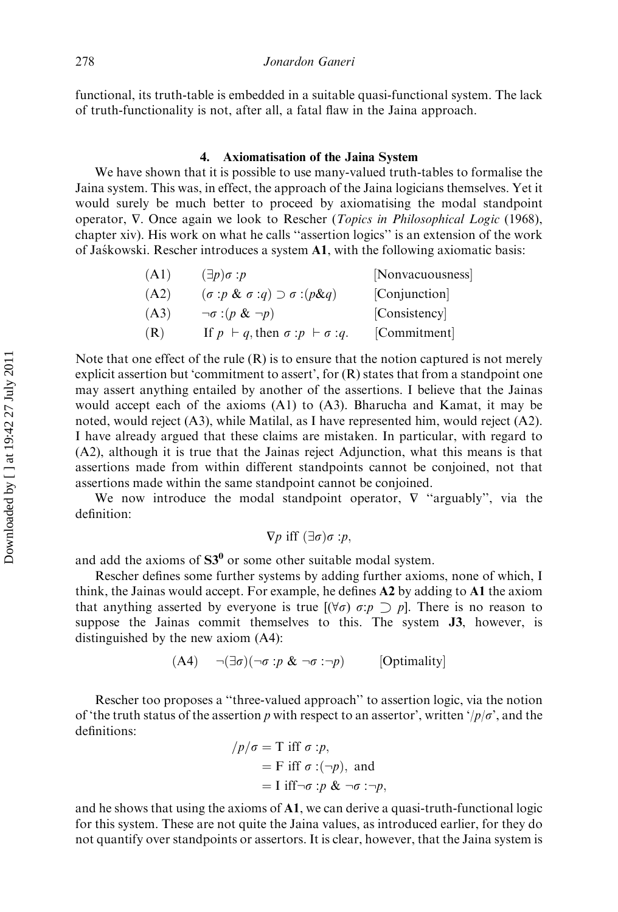functional, its truth-table is embedded in a suitable quasi-functional system. The lack of truth-functionality is not, after all, a fatal flaw in the Jaina approach.

## 4. Axiomatisation of the Jaina System

We have shown that it is possible to use many-valued truth-tables to formalise the Jaina system. This was, in effect, the approach of the Jaina logicians themselves. Yet it would surely be much better to proceed by axiomatising the modal standpoint operator, $\nabla$. Once again we look to Rescher (*Topics in Philosophical Logic* (1968), chapter xiv). His work on what he calls "assertion logics" is an extension of the work of Jaśkowski. Rescher introduces a system **A1**, with the following axiomatic basis:

| | | |
|---|---|---|
| (A1) | $(\exists p)\sigma : p$ | [Nonvacuousness] |
| (A2) | $(\sigma : p \;\&\; \sigma : q) \supset \sigma : (p \& q)$ | [Conjunction] |
| (A3) | $\neg\sigma : (p \;\&\; \neg p)$ | [Consistency] |
| (R) | If $p \vdash q$, then $\sigma : p \vdash \sigma : q$. | [Commitment] |

Note that one effect of the rule (R) is to ensure that the notion captured is not merely explicit assertion but 'commitment to assert', for (R) states that from a standpoint one may assert anything entailed by another of the assertions. I believe that the Jainas would accept each of the axioms (A1) to (A3). Bharucha and Kamat, it may be noted, would reject (A3), while Matilal, as I have represented him, would reject (A2). I have already argued that these claims are mistaken. In particular, with regard to (A2), although it is true that the Jainas reject Adjunction, what this means is that assertions made from within different standpoints cannot be conjoined, not that assertions made within the same standpoint cannot be conjoined.

We now introduce the modal standpoint operator, $\nabla$ "arguably", via the definition:

$$\nabla p \text{ iff } (\exists\sigma)\sigma : p,$$

and add the axioms of $\mathbf{S3^0}$ or some other suitable modal system.

Rescher defines some further systems by adding further axioms, none of which, I think, the Jainas would accept. For example, he defines **A2** by adding to **A1** the axiom that anything asserted by everyone is true [$(\forall\sigma)\ \sigma{:}p \supset p$]. There is no reason to suppose the Jainas commit themselves to this. The system **J3**, however, is distinguished by the new axiom (A4):

$$\text{(A4)} \quad \neg(\exists\sigma)(\neg\sigma : p \;\&\; \neg\sigma : \neg p) \qquad \text{[Optimality]}$$

Rescher too proposes a "three-valued approach" to assertion logic, via the notion of 'the truth status of the assertion $p$ with respect to an assertor', written '$/p/\sigma$', and the definitions:

$$
\begin{aligned}
/p/\sigma &= \mathrm{T} \text{ iff } \sigma : p,\\
&= \mathrm{F} \text{ iff } \sigma : (\neg p), \text{ and}\\
&= \mathrm{I} \text{ iff} \neg\sigma : p \;\&\; \neg\sigma : \neg p,
\end{aligned}
$$

and he shows that using the axioms of **A1**, we can derive a quasi-truth-functional logic for this system. These are not quite the Jaina values, as introduced earlier, for they do not quantify over standpoints or assertors. It is clear, however, that the Jaina system is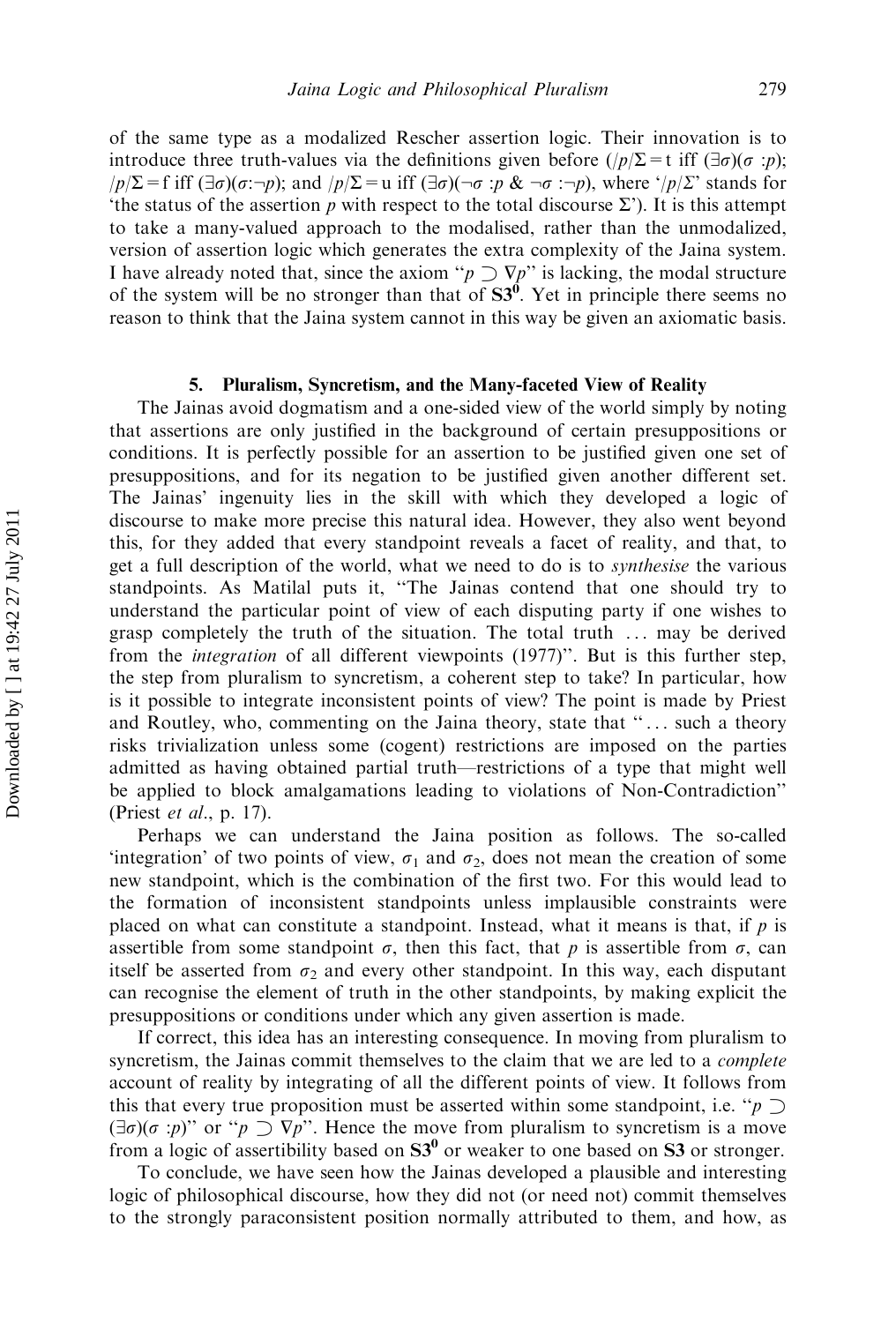of the same type as a modalized Rescher assertion logic. Their innovation is to introduce three truth-values via the definitions given before ($/p/\Sigma = \text{t}$ iff $(\exists\sigma)(\sigma : p)$; $/p/\Sigma = \text{f}$ iff $(\exists\sigma)(\sigma : \neg p)$; and $/p/\Sigma = \text{u}$ iff $(\exists\sigma)(\neg\sigma : p \;\&\; \neg\sigma : \neg p)$, where '$/p/\Sigma$' stands for 'the status of the assertion $p$ with respect to the total discourse $\Sigma$'). It is this attempt to take a many-valued approach to the modalised, rather than the unmodalized, version of assertion logic which generates the extra complexity of the Jaina system. I have already noted that, since the axiom "$p \supset \nabla p$" is lacking, the modal structure of the system will be no stronger than that of $\mathbf{S3}^{\mathbf{0}}$. Yet in principle there seems no reason to think that the Jaina system cannot in this way be given an axiomatic basis.

## 5. Pluralism, Syncretism, and the Many-faceted View of Reality

The Jainas avoid dogmatism and a one-sided view of the world simply by noting that assertions are only justified in the background of certain presuppositions or conditions. It is perfectly possible for an assertion to be justified given one set of presuppositions, and for its negation to be justified given another different set. The Jainas' ingenuity lies in the skill with which they developed a logic of discourse to make more precise this natural idea. However, they also went beyond this, for they added that every standpoint reveals a facet of reality, and that, to get a full description of the world, what we need to do is to *synthesise* the various standpoints. As Matilal puts it, "The Jainas contend that one should try to understand the particular point of view of each disputing party if one wishes to grasp completely the truth of the situation. The total truth ... may be derived from the *integration* of all different viewpoints (1977)". But is this further step, the step from pluralism to syncretism, a coherent step to take? In particular, how is it possible to integrate inconsistent points of view? The point is made by Priest and Routley, who, commenting on the Jaina theory, state that "... such a theory risks trivialization unless some (cogent) restrictions are imposed on the parties admitted as having obtained partial truth—restrictions of a type that might well be applied to block amalgamations leading to violations of Non-Contradiction" (Priest *et al.*, p. 17).

Perhaps we can understand the Jaina position as follows. The so-called 'integration' of two points of view, $\sigma_1$ and $\sigma_2$, does not mean the creation of some new standpoint, which is the combination of the first two. For this would lead to the formation of inconsistent standpoints unless implausible constraints were placed on what can constitute a standpoint. Instead, what it means is that, if $p$ is assertible from some standpoint $\sigma$, then this fact, that $p$ is assertible from $\sigma$, can itself be asserted from $\sigma_2$ and every other standpoint. In this way, each disputant can recognise the element of truth in the other standpoints, by making explicit the presuppositions or conditions under which any given assertion is made.

If correct, this idea has an interesting consequence. In moving from pluralism to syncretism, the Jainas commit themselves to the claim that we are led to a *complete* account of reality by integrating of all the different points of view. It follows from this that every true proposition must be asserted within some standpoint, i.e. "$p \supset (\exists\sigma)(\sigma : p)$" or "$p \supset \nabla p$". Hence the move from pluralism to syncretism is a move from a logic of assertibility based on $\mathbf{S3}^{\mathbf{0}}$ or weaker to one based on $\mathbf{S3}$ or stronger.

To conclude, we have seen how the Jainas developed a plausible and interesting logic of philosophical discourse, how they did not (or need not) commit themselves to the strongly paraconsistent position normally attributed to them, and how, as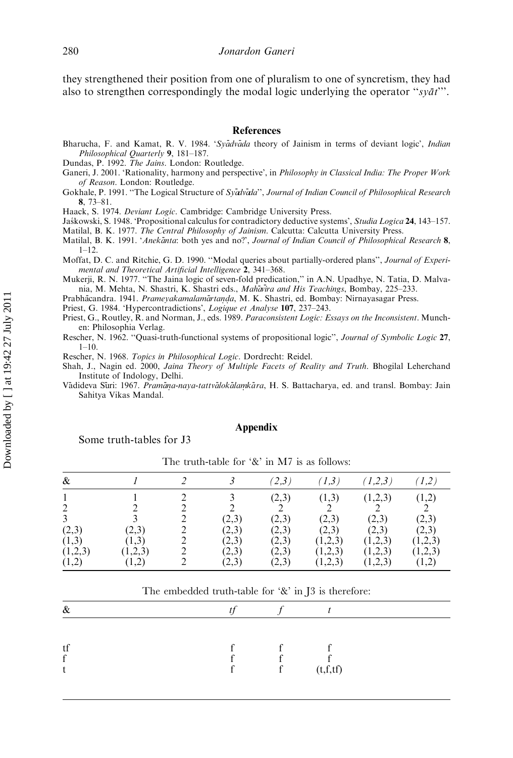they strengthened their position from one of pluralism to one of syncretism, they had also to strengthen correspondingly the modal logic underlying the operator "*syāt*".

## References

Bharucha, F. and Kamat, R. V. 1984. '*Syādvāda* theory of Jainism in terms of deviant logic', *Indian Philosophical Quarterly* **9**, 181–187.

Dundas, P. 1992. *The Jains*. London: Routledge.

Ganeri, J. 2001. 'Rationality, harmony and perspective', in *Philosophy in Classical India: The Proper Work of Reason*. London: Routledge.

Gokhale, P. 1991. "The Logical Structure of *Syādvāda*", *Journal of Indian Council of Philosophical Research* **8**, 73–81.

Haack, S. 1974. *Deviant Logic*. Cambridge: Cambridge University Press.

Jaśkowski, S. 1948. 'Propositional calculus for contradictory deductive systems', *Studia Logica* **24**, 143–157.

Matilal, B. K. 1977. *The Central Philosophy of Jainism*. Calcutta: Calcutta University Press.

Matilal, B. K. 1991. '*Anekānta*: both yes and no?', *Journal of Indian Council of Philosophical Research* **8**, 1–12.

Moffat, D. C. and Ritchie, G. D. 1990. "Modal queries about partially-ordered plans", *Journal of Experimental and Theoretical Artificial Intelligence* **2**, 341–368.

Mukerji, R. N. 1977. "The Jaina logic of seven-fold predication," in A.N. Upadhye, N. Tatia, D. Malvania, M. Mehta, N. Shastri, K. Shastri eds., *Mahāvīra and His Teachings*, Bombay, 225–233.

Prabhācandra. 1941. *Prameyakamalamārtaṇḍa*, M. K. Shastri, ed. Bombay: Nirnayasagar Press.

Priest, G. 1984. 'Hypercontradictions', *Logique et Analyse* **107**, 237–243.

Priest, G., Routley, R. and Norman, J., eds. 1989. *Paraconsistent Logic: Essays on the Inconsistent*. Munchen: Philosophia Verlag.

Rescher, N. 1962. "Quasi-truth-functional systems of propositional logic", *Journal of Symbolic Logic* **27**, 1–10.

Rescher, N. 1968. *Topics in Philosophical Logic*. Dordrecht: Reidel.

Shah, J., Nagin ed. 2000, *Jaina Theory of Multiple Facets of Reality and Truth*. Bhogilal Leherchand Institute of Indology, Delhi.

Vādideva Sūri: 1967. *Pramāṇa-naya-tattvālokālaṃkāra*, H. S. Battacharya, ed. and transl. Bombay: Jain Sahitya Vikas Mandal.

## Appendix

Some truth-tables for J3

The truth-table for '&' in M7 is as follows:

| & | *1* | *2* | *3* | *(2,3)* | *(1,3)* | *(1,2,3)* | *(1,2)* |
|---|---|---|---|---|---|---|---|
| 1 | 1 | 2 | 3 | (2,3) | (1,3) | (1,2,3) | (1,2) |
| 2 | 2 | 2 | 2 | 2 | 2 | 2 | 2 |
| 3 | 3 | 2 | (2,3) | (2,3) | (2,3) | (2,3) | (2,3) |
| (2,3) | (2,3) | 2 | (2,3) | (2,3) | (2,3) | (2,3) | (2,3) |
| (1,3) | (1,3) | 2 | (2,3) | (2,3) | (1,2,3) | (1,2,3) | (1,2,3) |
| (1,2,3) | (1,2,3) | 2 | (2,3) | (2,3) | (1,2,3) | (1,2,3) | (1,2,3) |
| (1,2) | (1,2) | 2 | (2,3) | (2,3) | (1,2,3) | (1,2,3) | (1,2) |

The embedded truth-table for '&' in J3 is therefore:

| & | *tf* | *f* | *t* |
|---|---|---|---|
| tf | f | f | f |
| f | f | f | f |
| t | f | f | (t,f,tf) |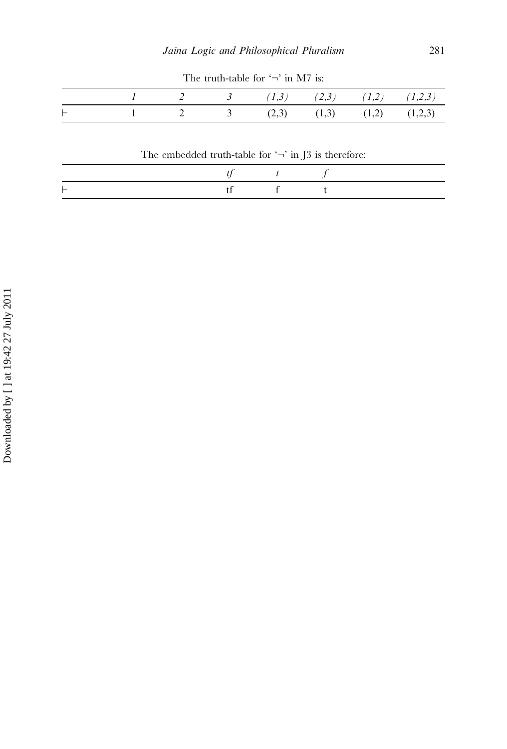The truth-table for '¬' in M7 is:

| | *1* | *2* | *3* | *(1,3)* | *(2,3)* | *(1,2)* | *(1,2,3)* |
|---|---|---|---|---|---|---|---|
| ⊢ | 1 | 2 | 3 | (2,3) | (1,3) | (1,2) | (1,2,3) |

The embedded truth-table for '¬' in J3 is therefore:

| | *tf* | *t* | *f* |
|---|---|---|---|
| ⊢ | tf | f | t |